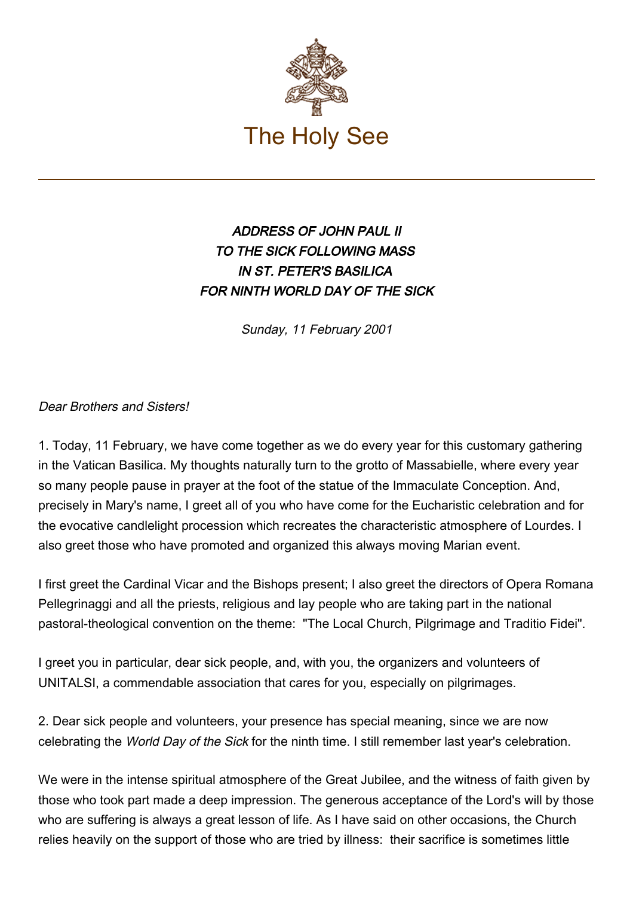The Holy See

# *ADDRESS OF JOHN PAUL II TO THE SICK FOLLOWING MASS IN ST. PETER'S BASILICA FOR NINTH WORLD DAY OF THE SICK*

*Sunday, 11 February 2001*

*Dear Brothers and Sisters!*

1. Today, 11 February, we have come together as we do every year for this customary gathering in the Vatican Basilica. My thoughts naturally turn to the grotto of Massabielle, where every year so many people pause in prayer at the foot of the statue of the Immaculate Conception. And, precisely in Mary's name, I greet all of you who have come for the Eucharistic celebration and for the evocative candlelight procession which recreates the characteristic atmosphere of Lourdes. I also greet those who have promoted and organized this always moving Marian event.

I first greet the Cardinal Vicar and the Bishops present; I also greet the directors of Opera Romana Pellegrinaggi and all the priests, religious and lay people who are taking part in the national pastoral-theological convention on the theme: "The Local Church, Pilgrimage and Traditio Fidei".

I greet you in particular, dear sick people, and, with you, the organizers and volunteers of UNITALSI, a commendable association that cares for you, especially on pilgrimages.

2. Dear sick people and volunteers, your presence has special meaning, since we are now celebrating the *World Day of the Sick* for the ninth time. I still remember last year's celebration.

We were in the intense spiritual atmosphere of the Great Jubilee, and the witness of faith given by those who took part made a deep impression. The generous acceptance of the Lord's will by those who are suffering is always a great lesson of life. As I have said on other occasions, the Church relies heavily on the support of those who are tried by illness: their sacrifice is sometimes little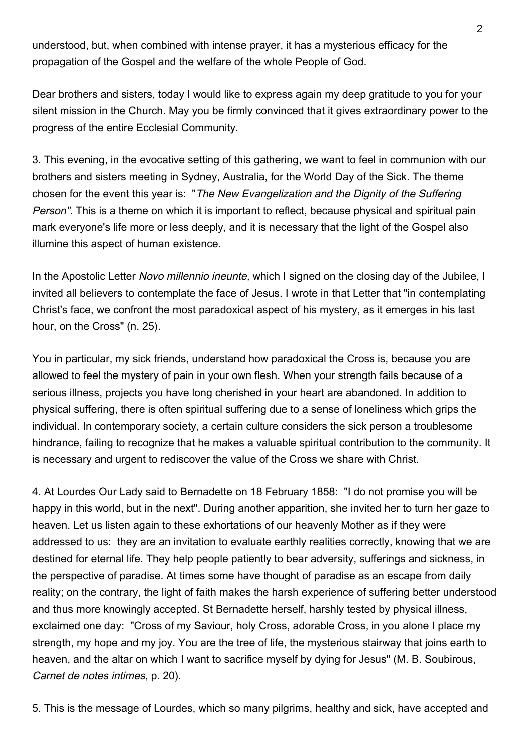understood, but, when combined with intense prayer, it has a mysterious efficacy for the propagation of the Gospel and the welfare of the whole People of God.

Dear brothers and sisters, today I would like to express again my deep gratitude to you for your silent mission in the Church. May you be firmly convinced that it gives extraordinary power to the progress of the entire Ecclesial Community.

3. This evening, in the evocative setting of this gathering, we want to feel in communion with our brothers and sisters meeting in Sydney, Australia, for the World Day of the Sick. The theme chosen for the event this year is: "*The New Evangelization and the Dignity of the Suffering Person".* This is a theme on which it is important to reflect, because physical and spiritual pain mark everyone's life more or less deeply, and it is necessary that the light of the Gospel also illumine this aspect of human existence.

In the Apostolic Letter *Novo millennio ineunte,* which I signed on the closing day of the Jubilee, I invited all believers to contemplate the face of Jesus. I wrote in that Letter that "in contemplating Christ's face, we confront the most paradoxical aspect of his mystery, as it emerges in his last hour, on the Cross" (n. 25).

You in particular, my sick friends, understand how paradoxical the Cross is, because you are allowed to feel the mystery of pain in your own flesh. When your strength fails because of a serious illness, projects you have long cherished in your heart are abandoned. In addition to physical suffering, there is often spiritual suffering due to a sense of loneliness which grips the individual. In contemporary society, a certain culture considers the sick person a troublesome hindrance, failing to recognize that he makes a valuable spiritual contribution to the community. It is necessary and urgent to rediscover the value of the Cross we share with Christ.

4. At Lourdes Our Lady said to Bernadette on 18 February 1858: "I do not promise you will be happy in this world, but in the next". During another apparition, she invited her to turn her gaze to heaven. Let us listen again to these exhortations of our heavenly Mother as if they were addressed to us: they are an invitation to evaluate earthly realities correctly, knowing that we are destined for eternal life. They help people patiently to bear adversity, sufferings and sickness, in the perspective of paradise. At times some have thought of paradise as an escape from daily reality; on the contrary, the light of faith makes the harsh experience of suffering better understood and thus more knowingly accepted. St Bernadette herself, harshly tested by physical illness, exclaimed one day: "Cross of my Saviour, holy Cross, adorable Cross, in you alone I place my strength, my hope and my joy. You are the tree of life, the mysterious stairway that joins earth to heaven, and the altar on which I want to sacrifice myself by dying for Jesus" (M. B. Soubirous, *Carnet de notes intimes,* p. 20).

5. This is the message of Lourdes, which so many pilgrims, healthy and sick, have accepted and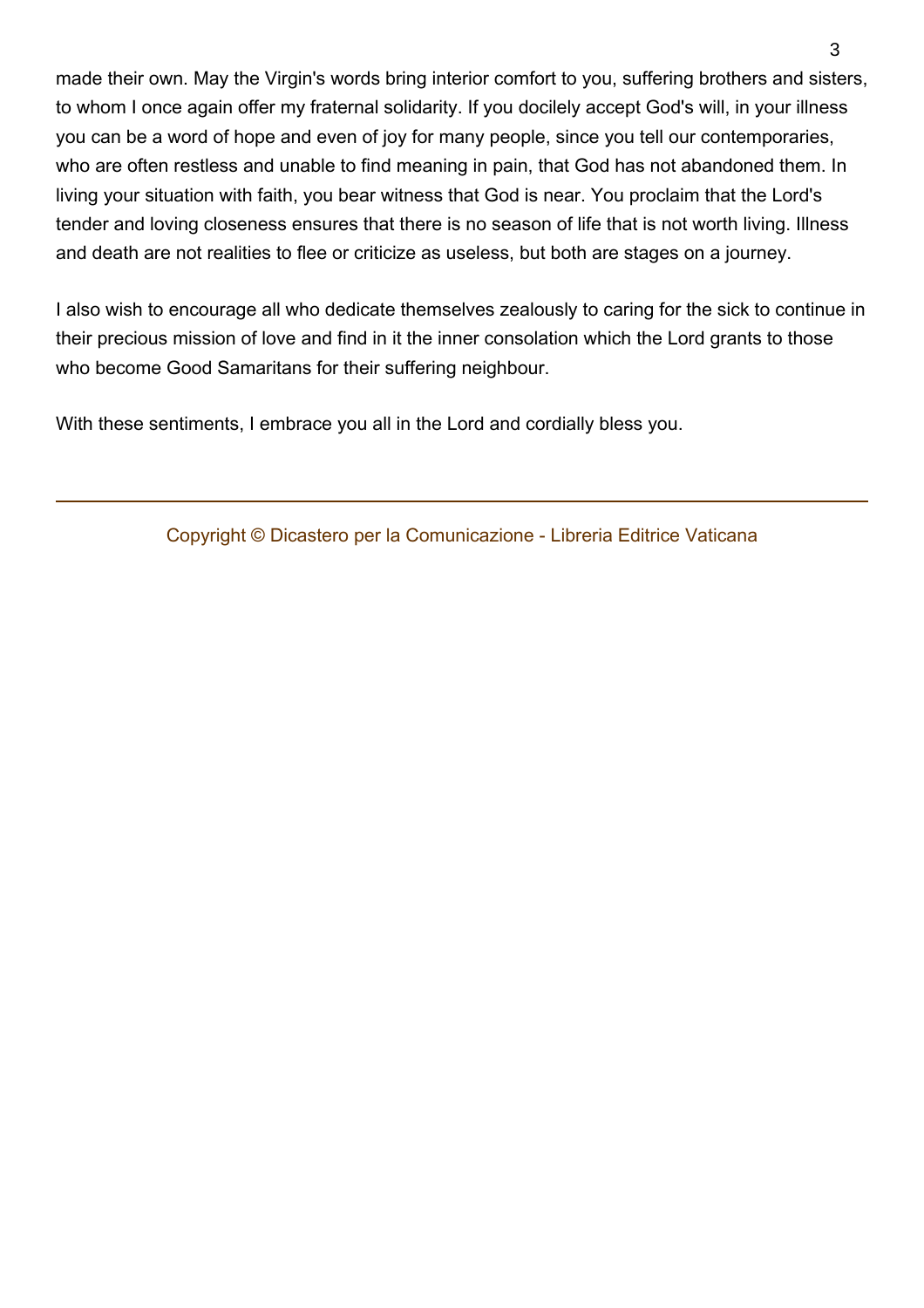made their own. May the Virgin's words bring interior comfort to you, suffering brothers and sisters, to whom I once again offer my fraternal solidarity. If you docilely accept God's will, in your illness you can be a word of hope and even of joy for many people, since you tell our contemporaries, who are often restless and unable to find meaning in pain, that God has not abandoned them. In living your situation with faith, you bear witness that God is near. You proclaim that the Lord's tender and loving closeness ensures that there is no season of life that is not worth living. Illness and death are not realities to flee or criticize as useless, but both are stages on a journey.

I also wish to encourage all who dedicate themselves zealously to caring for the sick to continue in their precious mission of love and find in it the inner consolation which the Lord grants to those who become Good Samaritans for their suffering neighbour.

With these sentiments, I embrace you all in the Lord and cordially bless you.

---

Copyright © Dicastero per la Comunicazione - Libreria Editrice Vaticana